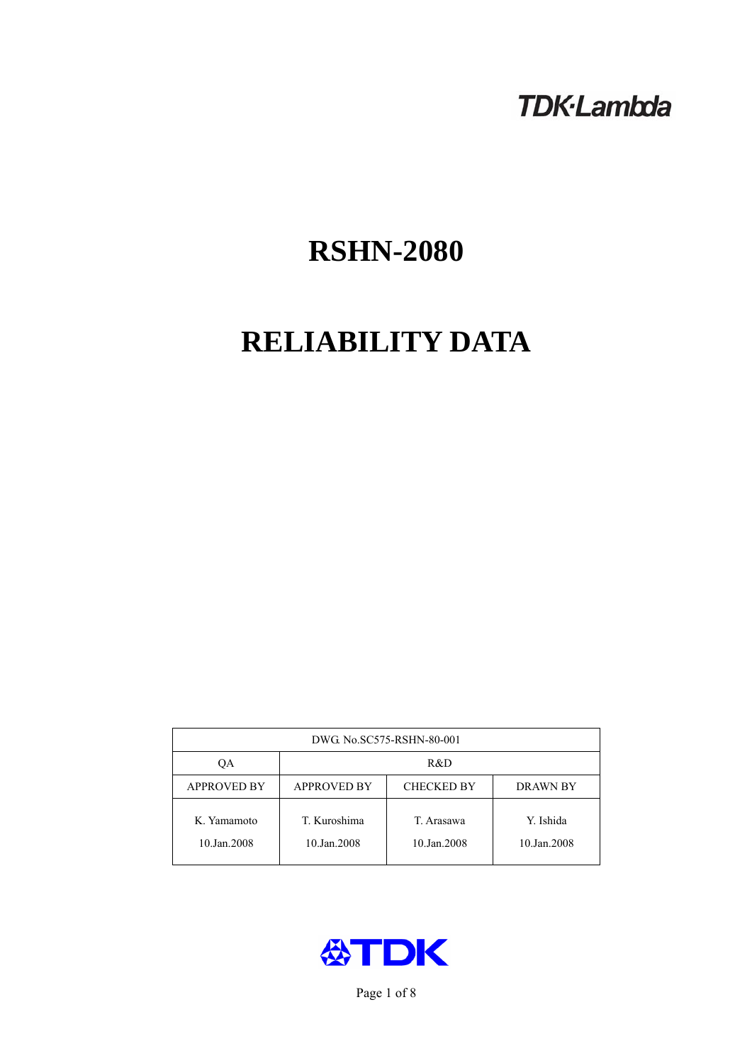TDK·Lambda

# RSHN-2080

# RELIABILITY DATA

| DWG. No.SC575-RSHN-80-001 | | | |
|---|---|---|---|
| QA | R&D | | |
| APPROVED BY | APPROVED BY | CHECKED BY | DRAWN BY |
| K. Yamamoto<br>10.Jan.2008 | T. Kuroshima<br>10.Jan.2008 | T. Arasawa<br>10.Jan.2008 | Y. Ishida<br>10.Jan.2008 |

TDK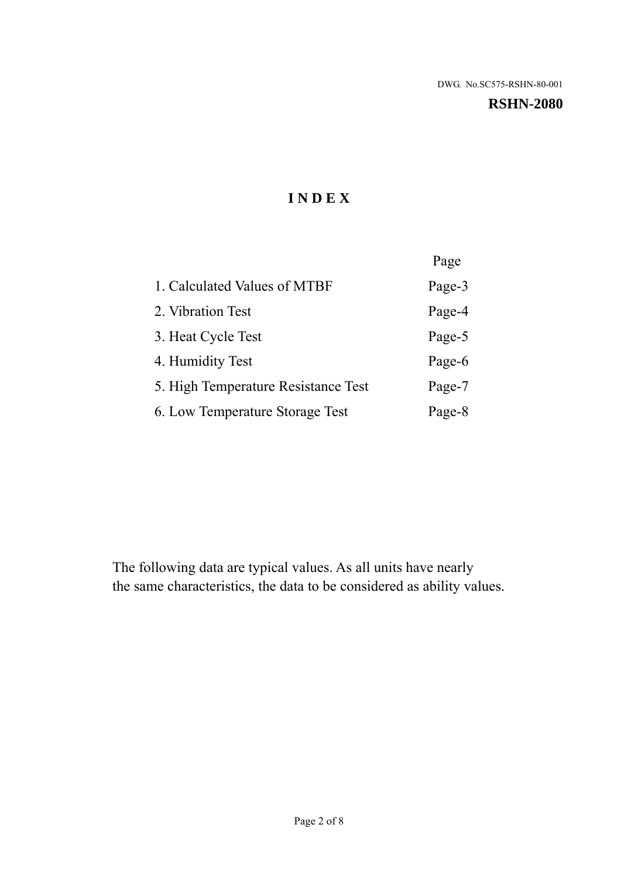DWG. No.SC575-RSHN-80-001

**RSHN-2080**

# INDEX

| | Page |
|---|---|
| 1. Calculated Values of MTBF | Page-3 |
| 2. Vibration Test | Page-4 |
| 3. Heat Cycle Test | Page-5 |
| 4. Humidity Test | Page-6 |
| 5. High Temperature Resistance Test | Page-7 |
| 6. Low Temperature Storage Test | Page-8 |

The following data are typical values. As all units have nearly the same characteristics, the data to be considered as ability values.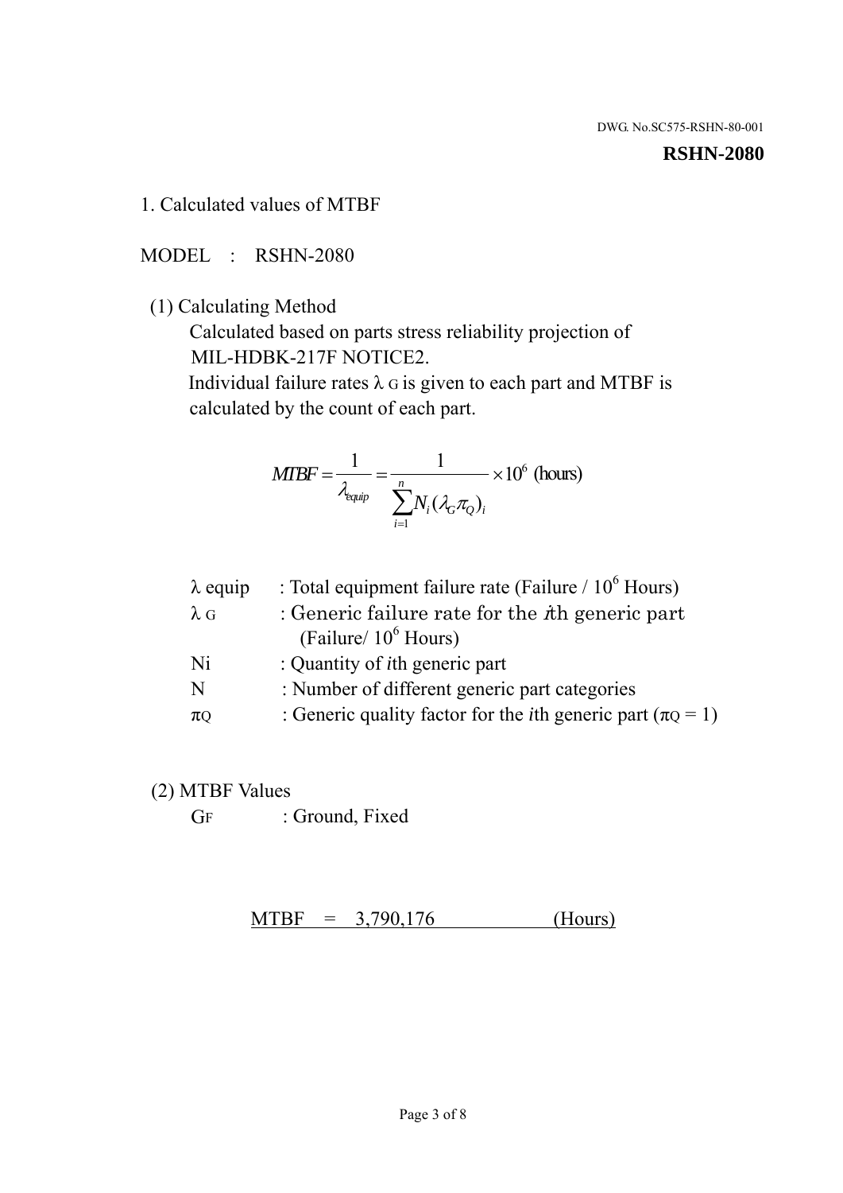DWG. No.SC575-RSHN-80-001

**RSHN-2080**

## 1. Calculated values of MTBF

MODEL : RSHN-2080

(1) Calculating Method

Calculated based on parts stress reliability projection of MIL-HDBK-217F NOTICE2.

Individual failure rates $\lambda_G$ is given to each part and MTBF is calculated by the count of each part.

$$MTBF = \frac{1}{\lambda_{equip}} = \frac{1}{\sum_{i=1}^{n} N_i (\lambda_G \pi_Q)_i} \times 10^6 \text{ (hours)}$$

| | |
|---|---|
| $\lambda$ equip | : Total equipment failure rate (Failure / $10^6$ Hours) |
| $\lambda_G$ | : Generic failure rate for the $i$th generic part (Failure/ $10^6$ Hours) |
| Ni | : Quantity of $i$th generic part |
| N | : Number of different generic part categories |
| $\pi_Q$ | : Generic quality factor for the $i$th generic part ($\pi_Q = 1$) |

(2) MTBF Values

$G_F$ : Ground, Fixed

MTBF = 3,790,176 (Hours)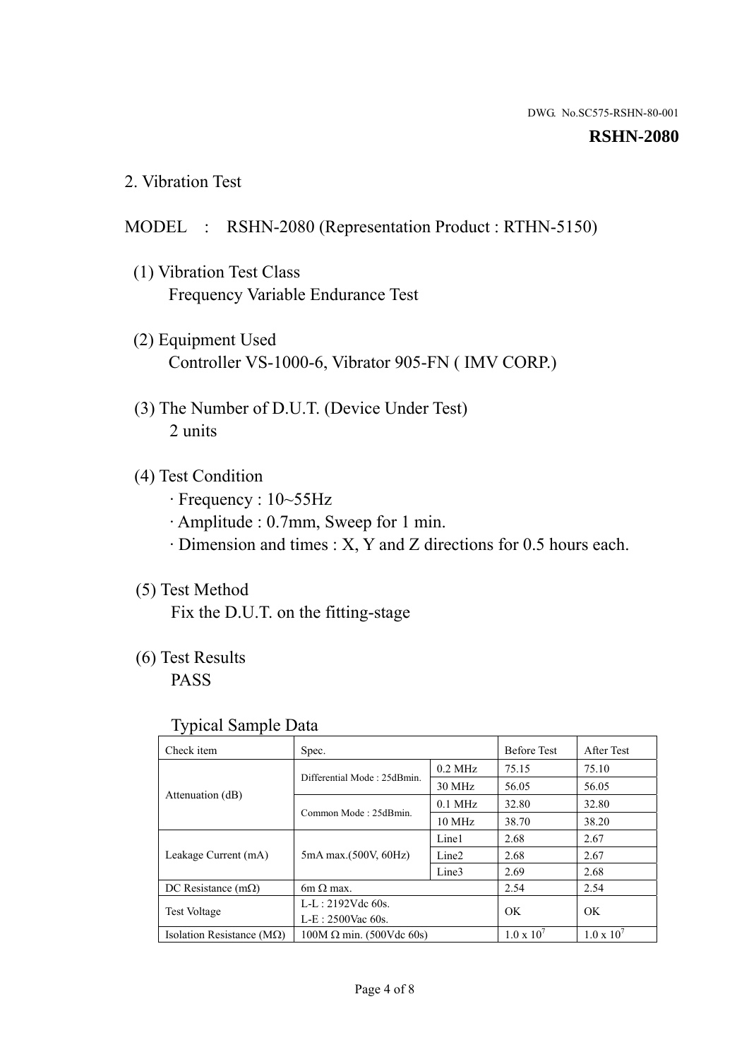DWG. No.SC575-RSHN-80-001

**RSHN-2080**

## 2. Vibration Test

MODEL : RSHN-2080 (Representation Product : RTHN-5150)

(1) Vibration Test Class
Frequency Variable Endurance Test

(2) Equipment Used
Controller VS-1000-6, Vibrator 905-FN ( IMV CORP.)

(3) The Number of D.U.T. (Device Under Test)
2 units

(4) Test Condition
· Frequency : 10~55Hz
· Amplitude : 0.7mm, Sweep for 1 min.
· Dimension and times : X, Y and Z directions for 0.5 hours each.

(5) Test Method
Fix the D.U.T. on the fitting-stage

(6) Test Results
PASS

Typical Sample Data

| Check item | Spec. | | Before Test | After Test |
|---|---|---|---|---|
| Attenuation (dB) | Differential Mode : 25dBmin. | 0.2 MHz | 75.15 | 75.10 |
| | | 30 MHz | 56.05 | 56.05 |
| | Common Mode : 25dBmin. | 0.1 MHz | 32.80 | 32.80 |
| | | 10 MHz | 38.70 | 38.20 |
| Leakage Current (mA) | 5mA max.(500V, 60Hz) | Line1 | 2.68 | 2.67 |
| | | Line2 | 2.68 | 2.67 |
| | | Line3 | 2.69 | 2.68 |
| DC Resistance (mΩ) | 6m Ω max. | | 2.54 | 2.54 |
| Test Voltage | L-L : 2192Vdc 60s.<br>L-E : 2500Vac 60s. | | OK | OK |
| Isolation Resistance (MΩ) | 100M Ω min. (500Vdc 60s) | | $1.0 \times 10^7$ | $1.0 \times 10^7$ |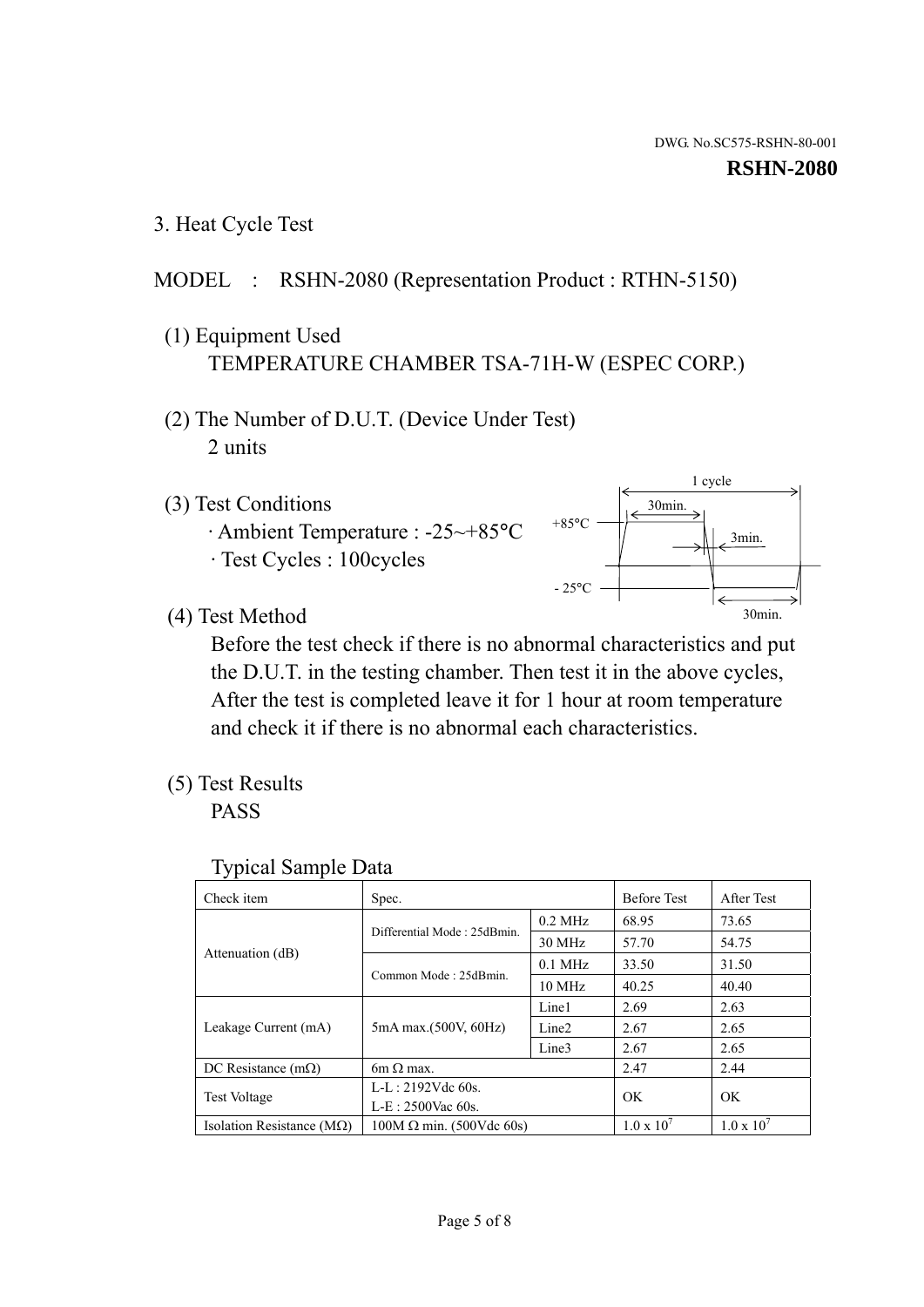DWG. No.SC575-RSHN-80-001

**RSHN-2080**

## 3. Heat Cycle Test

MODEL : RSHN-2080 (Representation Product : RTHN-5150)

(1) Equipment Used

TEMPERATURE CHAMBER TSA-71H-W (ESPEC CORP.)

(2) The Number of D.U.T. (Device Under Test)

2 units

(3) Test Conditions

· Ambient Temperature : -25~+85°C

· Test Cycles : 100cycles

1 cycle, +85°C 30min., 3min., -25°C 30min.

(4) Test Method

Before the test check if there is no abnormal characteristics and put the D.U.T. in the testing chamber. Then test it in the above cycles, After the test is completed leave it for 1 hour at room temperature and check it if there is no abnormal each characteristics.

(5) Test Results

PASS

Typical Sample Data

| Check item | Spec. | | Before Test | After Test |
|---|---|---|---|---|
| Attenuation (dB) | Differential Mode : 25dBmin. | 0.2 MHz | 68.95 | 73.65 |
| | | 30 MHz | 57.70 | 54.75 |
| | Common Mode : 25dBmin. | 0.1 MHz | 33.50 | 31.50 |
| | | 10 MHz | 40.25 | 40.40 |
| Leakage Current (mA) | 5mA max.(500V, 60Hz) | Line1 | 2.69 | 2.63 |
| | | Line2 | 2.67 | 2.65 |
| | | Line3 | 2.67 | 2.65 |
| DC Resistance (mΩ) | 6m Ω max. | | 2.47 | 2.44 |
| Test Voltage | L-L : 2192Vdc 60s.<br>L-E : 2500Vac 60s. | | OK | OK |
| Isolation Resistance (MΩ) | 100M Ω min. (500Vdc 60s) | | $1.0 \times 10^7$ | $1.0 \times 10^7$ |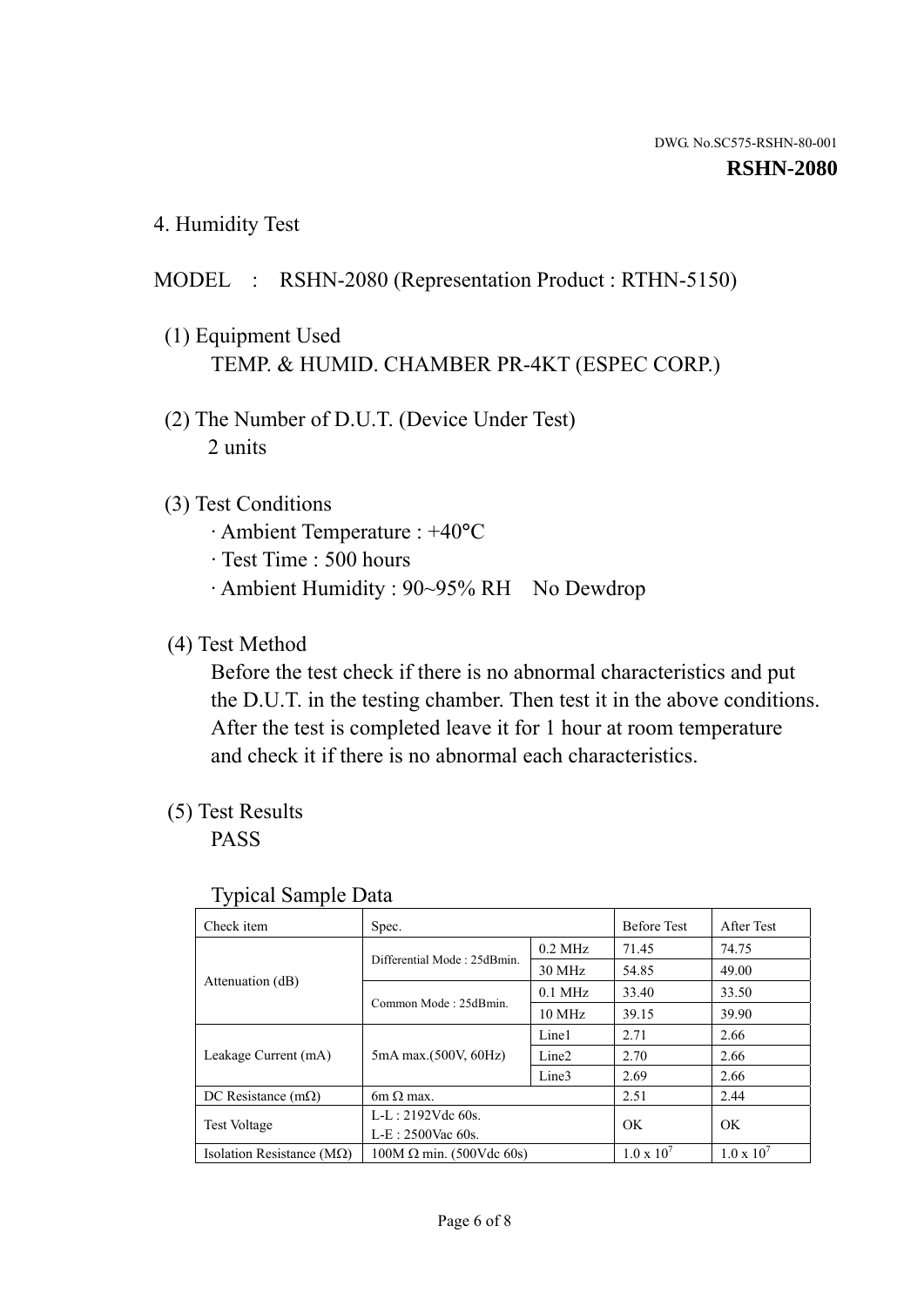DWG. No.SC575-RSHN-80-001

**RSHN-2080**

## 4. Humidity Test

MODEL : RSHN-2080 (Representation Product : RTHN-5150)

(1) Equipment Used
TEMP. & HUMID. CHAMBER PR-4KT (ESPEC CORP.)

(2) The Number of D.U.T. (Device Under Test)
2 units

(3) Test Conditions
· Ambient Temperature : +40°C
· Test Time : 500 hours
· Ambient Humidity : 90~95% RH No Dewdrop

(4) Test Method
Before the test check if there is no abnormal characteristics and put the D.U.T. in the testing chamber. Then test it in the above conditions. After the test is completed leave it for 1 hour at room temperature and check it if there is no abnormal each characteristics.

(5) Test Results
PASS

Typical Sample Data

| Check item | Spec. | | Before Test | After Test |
|---|---|---|---|---|
| Attenuation (dB) | Differential Mode : 25dBmin. | 0.2 MHz | 71.45 | 74.75 |
| | | 30 MHz | 54.85 | 49.00 |
| | Common Mode : 25dBmin. | 0.1 MHz | 33.40 | 33.50 |
| | | 10 MHz | 39.15 | 39.90 |
| Leakage Current (mA) | 5mA max.(500V, 60Hz) | Line1 | 2.71 | 2.66 |
| | | Line2 | 2.70 | 2.66 |
| | | Line3 | 2.69 | 2.66 |
| DC Resistance (mΩ) | 6m Ω max. | | 2.51 | 2.44 |
| Test Voltage | L-L : 2192Vdc 60s. L-E : 2500Vac 60s. | | OK | OK |
| Isolation Resistance (MΩ) | 100M Ω min. (500Vdc 60s) | | $1.0 \times 10^7$ | $1.0 \times 10^7$ |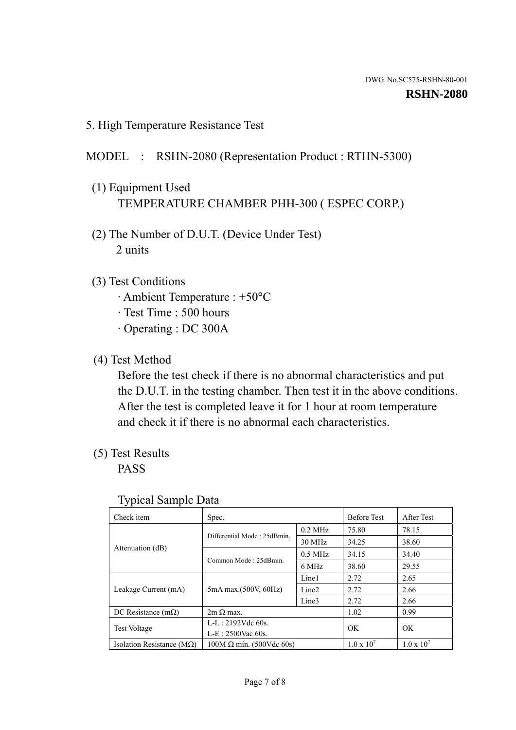DWG. No.SC575-RSHN-80-001

**RSHN-2080**

## 5. High Temperature Resistance Test

MODEL : RSHN-2080 (Representation Product : RTHN-5300)

(1) Equipment Used

TEMPERATURE CHAMBER PHH-300 ( ESPEC CORP.)

(2) The Number of D.U.T. (Device Under Test)

2 units

(3) Test Conditions

· Ambient Temperature : +50°C
· Test Time : 500 hours
· Operating : DC 300A

(4) Test Method

Before the test check if there is no abnormal characteristics and put the D.U.T. in the testing chamber. Then test it in the above conditions. After the test is completed leave it for 1 hour at room temperature and check it if there is no abnormal each characteristics.

(5) Test Results

PASS

Typical Sample Data

| Check item | Spec. | | Before Test | After Test |
|---|---|---|---|---|
| Attenuation (dB) | Differential Mode : 25dBmin. | 0.2 MHz | 75.80 | 78.15 |
| | | 30 MHz | 34.25 | 38.60 |
| | Common Mode : 25dBmin. | 0.5 MHz | 34.15 | 34.40 |
| | | 6 MHz | 38.60 | 29.55 |
| Leakage Current (mA) | 5mA max.(500V, 60Hz) | Line1 | 2.72 | 2.65 |
| | | Line2 | 2.72 | 2.66 |
| | | Line3 | 2.72 | 2.66 |
| DC Resistance (mΩ) | 2m Ω max. | | 1.02 | 0.99 |
| Test Voltage | L-L : 2192Vdc 60s. L-E : 2500Vac 60s. | | OK | OK |
| Isolation Resistance (MΩ) | 100M Ω min. (500Vdc 60s) | | $1.0 \times 10^7$ | $1.0 \times 10^7$ |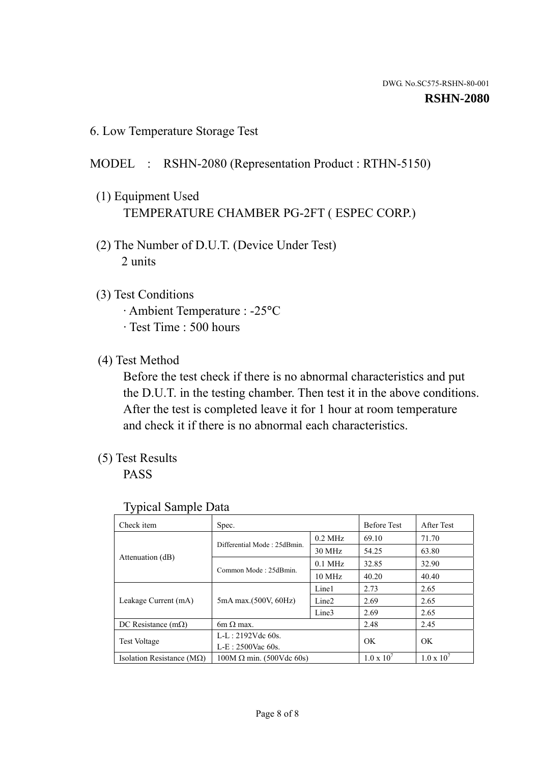DWG. No.SC575-RSHN-80-001

**RSHN-2080**

6. Low Temperature Storage Test

MODEL : RSHN-2080 (Representation Product : RTHN-5150)

(1) Equipment Used
TEMPERATURE CHAMBER PG-2FT ( ESPEC CORP.)

(2) The Number of D.U.T. (Device Under Test)
2 units

(3) Test Conditions
· Ambient Temperature : -25°C
· Test Time : 500 hours

(4) Test Method
Before the test check if there is no abnormal characteristics and put the D.U.T. in the testing chamber. Then test it in the above conditions. After the test is completed leave it for 1 hour at room temperature and check it if there is no abnormal each characteristics.

(5) Test Results
PASS

Typical Sample Data

| Check item | Spec. | | Before Test | After Test |
|---|---|---|---|---|
| Attenuation (dB) | Differential Mode : 25dBmin. | 0.2 MHz | 69.10 | 71.70 |
| | | 30 MHz | 54.25 | 63.80 |
| | Common Mode : 25dBmin. | 0.1 MHz | 32.85 | 32.90 |
| | | 10 MHz | 40.20 | 40.40 |
| Leakage Current (mA) | 5mA max.(500V, 60Hz) | Line1 | 2.73 | 2.65 |
| | | Line2 | 2.69 | 2.65 |
| | | Line3 | 2.69 | 2.65 |
| DC Resistance (mΩ) | 6m Ω max. | | 2.48 | 2.45 |
| Test Voltage | L-L : 2192Vdc 60s.<br>L-E : 2500Vac 60s. | | OK | OK |
| Isolation Resistance (MΩ) | 100M Ω min. (500Vdc 60s) | | $1.0 \times 10^7$ | $1.0 \times 10^7$ |